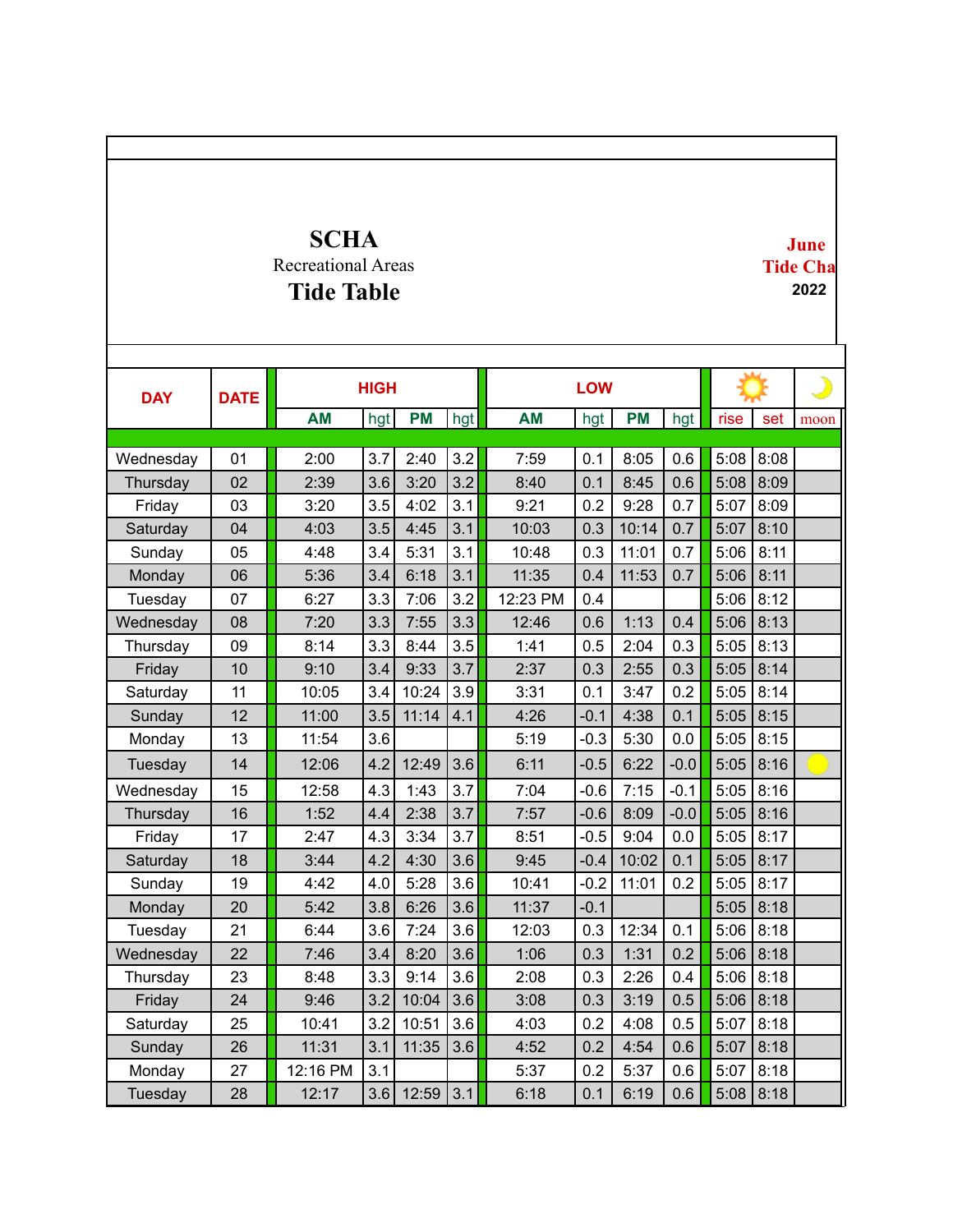# SCHA

Recreational Areas

## Tide Table

**June**
**Tide Cha**
**2022**

| DAY | DATE | HIGH | | | | LOW | | | | ☀ | | ☾ |
|---|---|---|---|---|---|---|---|---|---|---|---|---|
| | | AM | hgt | PM | hgt | AM | hgt | PM | hgt | rise | set | moon |
| Wednesday | 01 | 2:00 | 3.7 | 2:40 | 3.2 | 7:59 | 0.1 | 8:05 | 0.6 | 5:08 | 8:08 | |
| Thursday | 02 | 2:39 | 3.6 | 3:20 | 3.2 | 8:40 | 0.1 | 8:45 | 0.6 | 5:08 | 8:09 | |
| Friday | 03 | 3:20 | 3.5 | 4:02 | 3.1 | 9:21 | 0.2 | 9:28 | 0.7 | 5:07 | 8:09 | |
| Saturday | 04 | 4:03 | 3.5 | 4:45 | 3.1 | 10:03 | 0.3 | 10:14 | 0.7 | 5:07 | 8:10 | |
| Sunday | 05 | 4:48 | 3.4 | 5:31 | 3.1 | 10:48 | 0.3 | 11:01 | 0.7 | 5:06 | 8:11 | |
| Monday | 06 | 5:36 | 3.4 | 6:18 | 3.1 | 11:35 | 0.4 | 11:53 | 0.7 | 5:06 | 8:11 | |
| Tuesday | 07 | 6:27 | 3.3 | 7:06 | 3.2 | 12:23 PM | 0.4 | | | 5:06 | 8:12 | |
| Wednesday | 08 | 7:20 | 3.3 | 7:55 | 3.3 | 12:46 | 0.6 | 1:13 | 0.4 | 5:06 | 8:13 | |
| Thursday | 09 | 8:14 | 3.3 | 8:44 | 3.5 | 1:41 | 0.5 | 2:04 | 0.3 | 5:05 | 8:13 | |
| Friday | 10 | 9:10 | 3.4 | 9:33 | 3.7 | 2:37 | 0.3 | 2:55 | 0.3 | 5:05 | 8:14 | |
| Saturday | 11 | 10:05 | 3.4 | 10:24 | 3.9 | 3:31 | 0.1 | 3:47 | 0.2 | 5:05 | 8:14 | |
| Sunday | 12 | 11:00 | 3.5 | 11:14 | 4.1 | 4:26 | -0.1 | 4:38 | 0.1 | 5:05 | 8:15 | |
| Monday | 13 | 11:54 | 3.6 | | | 5:19 | -0.3 | 5:30 | 0.0 | 5:05 | 8:15 | |
| Tuesday | 14 | 12:06 | 4.2 | 12:49 | 3.6 | 6:11 | -0.5 | 6:22 | -0.0 | 5:05 | 8:16 | ● |
| Wednesday | 15 | 12:58 | 4.3 | 1:43 | 3.7 | 7:04 | -0.6 | 7:15 | -0.1 | 5:05 | 8:16 | |
| Thursday | 16 | 1:52 | 4.4 | 2:38 | 3.7 | 7:57 | -0.6 | 8:09 | -0.0 | 5:05 | 8:16 | |
| Friday | 17 | 2:47 | 4.3 | 3:34 | 3.7 | 8:51 | -0.5 | 9:04 | 0.0 | 5:05 | 8:17 | |
| Saturday | 18 | 3:44 | 4.2 | 4:30 | 3.6 | 9:45 | -0.4 | 10:02 | 0.1 | 5:05 | 8:17 | |
| Sunday | 19 | 4:42 | 4.0 | 5:28 | 3.6 | 10:41 | -0.2 | 11:01 | 0.2 | 5:05 | 8:17 | |
| Monday | 20 | 5:42 | 3.8 | 6:26 | 3.6 | 11:37 | -0.1 | | | 5:05 | 8:18 | |
| Tuesday | 21 | 6:44 | 3.6 | 7:24 | 3.6 | 12:03 | 0.3 | 12:34 | 0.1 | 5:06 | 8:18 | |
| Wednesday | 22 | 7:46 | 3.4 | 8:20 | 3.6 | 1:06 | 0.3 | 1:31 | 0.2 | 5:06 | 8:18 | |
| Thursday | 23 | 8:48 | 3.3 | 9:14 | 3.6 | 2:08 | 0.3 | 2:26 | 0.4 | 5:06 | 8:18 | |
| Friday | 24 | 9:46 | 3.2 | 10:04 | 3.6 | 3:08 | 0.3 | 3:19 | 0.5 | 5:06 | 8:18 | |
| Saturday | 25 | 10:41 | 3.2 | 10:51 | 3.6 | 4:03 | 0.2 | 4:08 | 0.5 | 5:07 | 8:18 | |
| Sunday | 26 | 11:31 | 3.1 | 11:35 | 3.6 | 4:52 | 0.2 | 4:54 | 0.6 | 5:07 | 8:18 | |
| Monday | 27 | 12:16 PM | 3.1 | | | 5:37 | 0.2 | 5:37 | 0.6 | 5:07 | 8:18 | |
| Tuesday | 28 | 12:17 | 3.6 | 12:59 | 3.1 | 6:18 | 0.1 | 6:19 | 0.6 | 5:08 | 8:18 | |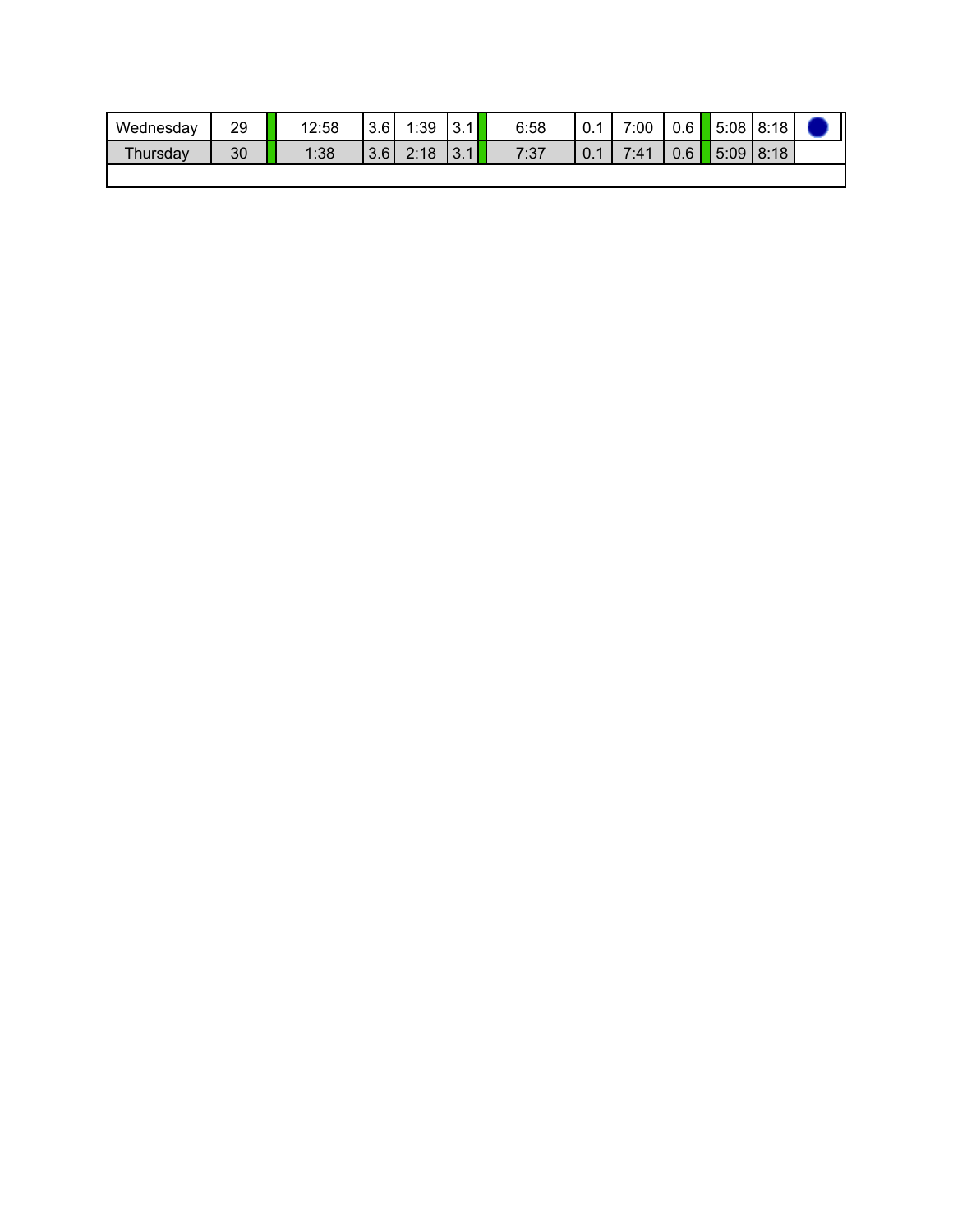| | | | | | | | | | | | | |
|---|---|---|---|---|---|---|---|---|---|---|---|---|
| Wednesday | 29 | 12:58 | 3.6 | 1:39 | 3.1 | 6:58 | 0.1 | 7:00 | 0.6 | 5:08 | 8:18 | ● |
| Thursday | 30 | 1:38 | 3.6 | 2:18 | 3.1 | 7:37 | 0.1 | 7:41 | 0.6 | 5:09 | 8:18 | |